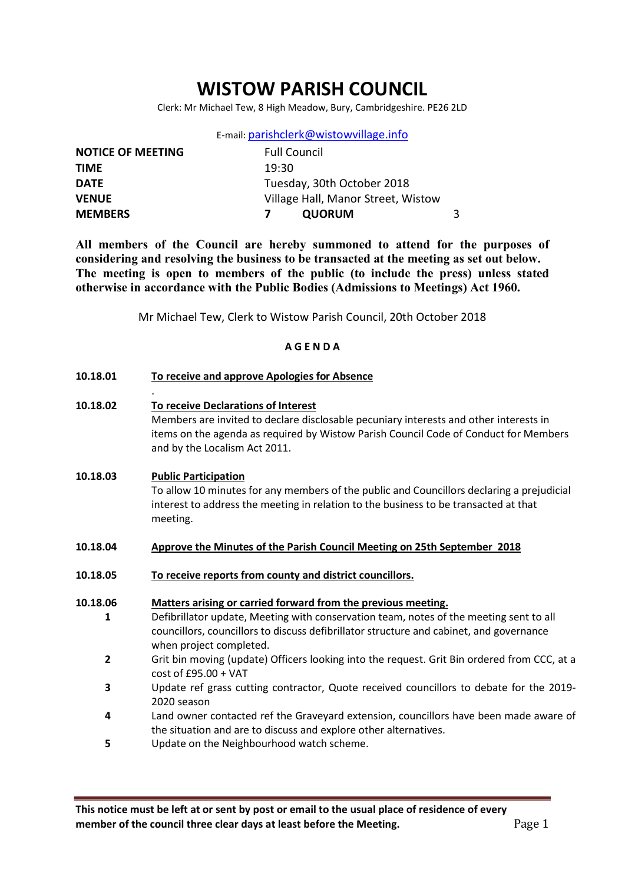# WISTOW PARISH COUNCIL

Clerk: Mr Michael Tew, 8 High Meadow, Bury, Cambridgeshire. PE26 2LD

E-mail: parishclerk@wistowvillage.info

| | | | |
|---|---|---|---|
| **NOTICE OF MEETING** | Full Council | | |
| **TIME** | 19:30 | | |
| **DATE** | Tuesday, 30th October 2018 | | |
| **VENUE** | Village Hall, Manor Street, Wistow | | |
| **MEMBERS** | **7** | **QUORUM** | 3 |

**All members of the Council are hereby summoned to attend for the purposes of considering and resolving the business to be transacted at the meeting as set out below. The meeting is open to members of the public (to include the press) unless stated otherwise in accordance with the Public Bodies (Admissions to Meetings) Act 1960.**

Mr Michael Tew, Clerk to Wistow Parish Council, 20th October 2018

**A G E N D A**

**10.18.01** **To receive and approve Apologies for Absence**

.

**10.18.02** **To receive Declarations of Interest**

Members are invited to declare disclosable pecuniary interests and other interests in items on the agenda as required by Wistow Parish Council Code of Conduct for Members and by the Localism Act 2011.

**10.18.03** **Public Participation**

To allow 10 minutes for any members of the public and Councillors declaring a prejudicial interest to address the meeting in relation to the business to be transacted at that meeting.

**10.18.04** **Approve the Minutes of the Parish Council Meeting on 25th September 2018**

**10.18.05** **To receive reports from county and district councillors.**

**10.18.06** **Matters arising or carried forward from the previous meeting.**

1. Defibrillator update, Meeting with conservation team, notes of the meeting sent to all councillors, councillors to discuss defibrillator structure and cabinet, and governance when project completed.
2. Grit bin moving (update) Officers looking into the request. Grit Bin ordered from CCC, at a cost of £95.00 + VAT
3. Update ref grass cutting contractor, Quote received councillors to debate for the 2019-2020 season
4. Land owner contacted ref the Graveyard extension, councillors have been made aware of the situation and are to discuss and explore other alternatives.
5. Update on the Neighbourhood watch scheme.

**This notice must be left at or sent by post or email to the usual place of residence of every member of the council three clear days at least before the Meeting.**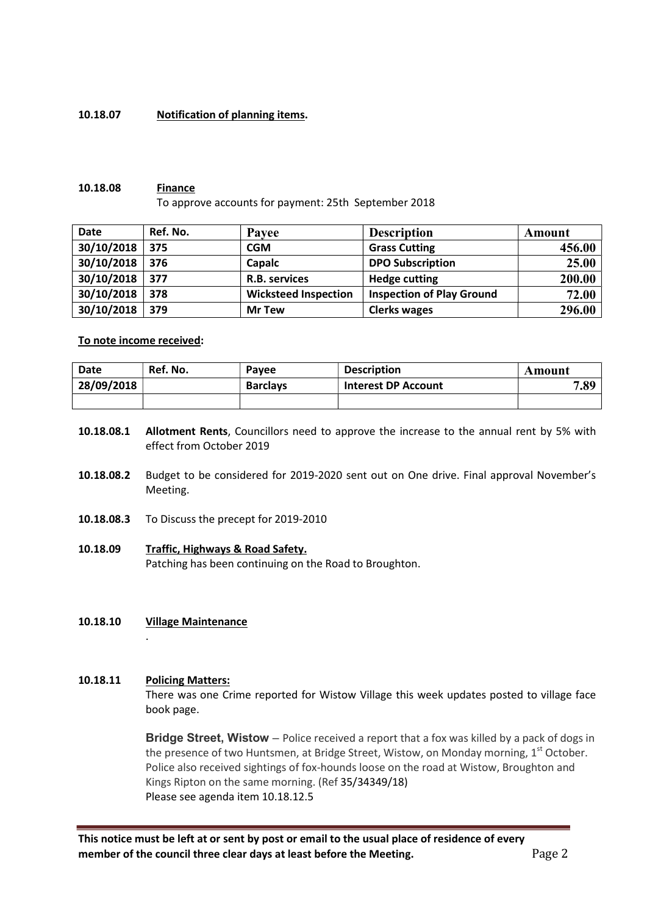**10.18.07** **<u>Notification of planning items</u>.**

**10.18.08** **<u>Finance</u>**

To approve accounts for payment: 25th September 2018

| Date | Ref. No. | Payee | Description | Amount |
|---|---|---|---|---|
| 30/10/2018 | 375 | CGM | Grass Cutting | 456.00 |
| 30/10/2018 | 376 | Capalc | DPO Subscription | 25.00 |
| 30/10/2018 | 377 | R.B. services | Hedge cutting | 200.00 |
| 30/10/2018 | 378 | Wicksteed Inspection | Inspection of Play Ground | 72.00 |
| 30/10/2018 | 379 | Mr Tew | Clerks wages | 296.00 |

**<u>To note income received</u>:**

| Date | Ref. No. | Payee | Description | Amount |
|---|---|---|---|---|
| 28/09/2018 | | Barclays | Interest DP Account | 7.89 |
| | | | | |

**10.18.08.1** **Allotment Rents**, Councillors need to approve the increase to the annual rent by 5% with effect from October 2019

**10.18.08.2** Budget to be considered for 2019-2020 sent out on One drive. Final approval November's Meeting.

**10.18.08.3** To Discuss the precept for 2019-2010

**10.18.09** **<u>Traffic, Highways & Road Safety.</u>**

Patching has been continuing on the Road to Broughton.

**10.18.10** **<u>Village Maintenance</u>**

.

**10.18.11** **<u>Policing Matters:</u>**

There was one Crime reported for Wistow Village this week updates posted to village face book page.

**Bridge Street, Wistow** – Police received a report that a fox was killed by a pack of dogs in the presence of two Huntsmen, at Bridge Street, Wistow, on Monday morning, 1st October. Police also received sightings of fox-hounds loose on the road at Wistow, Broughton and Kings Ripton on the same morning. (Ref 35/34349/18)
Please see agenda item 10.18.12.5

**This notice must be left at or sent by post or email to the usual place of residence of every member of the council three clear days at least before the Meeting.**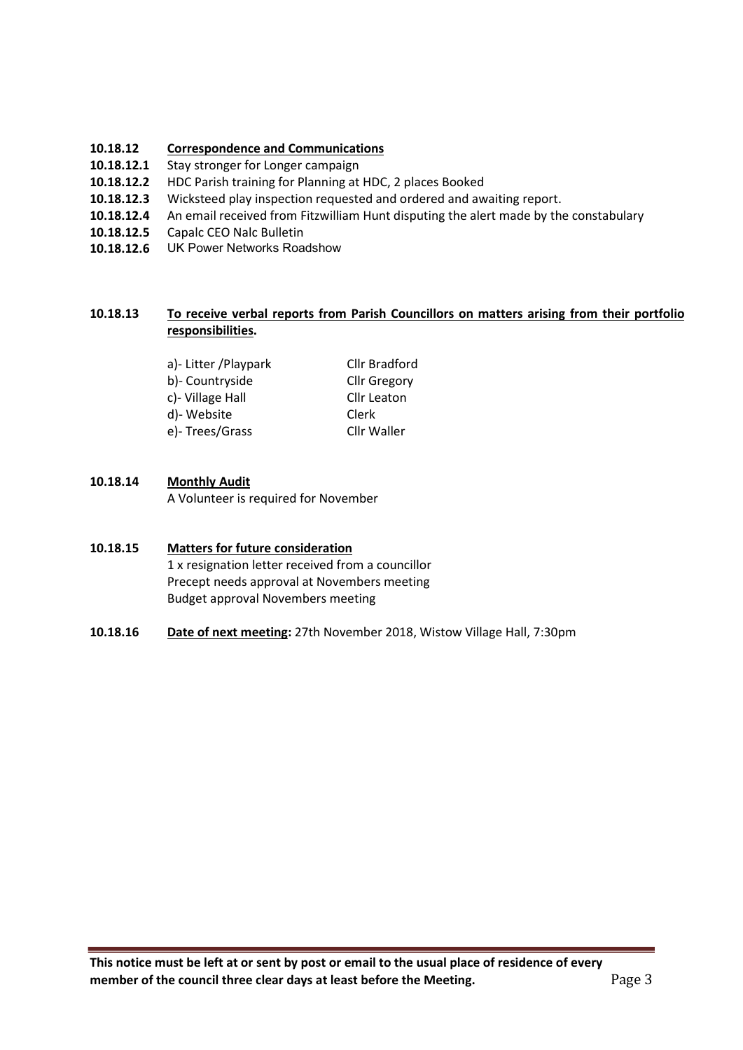**10.18.12 Correspondence and Communications**

**10.18.12.1** Stay stronger for Longer campaign

**10.18.12.2** HDC Parish training for Planning at HDC, 2 places Booked

**10.18.12.3** Wicksteed play inspection requested and ordered and awaiting report.

**10.18.12.4** An email received from Fitzwilliam Hunt disputing the alert made by the constabulary

**10.18.12.5** Capalc CEO Nalc Bulletin

**10.18.12.6** UK Power Networks Roadshow

**10.18.13 To receive verbal reports from Parish Councillors on matters arising from their portfolio responsibilities.**

| | |
|---|---|
| a)- Litter /Playpark | Cllr Bradford |
| b)- Countryside | Cllr Gregory |
| c)- Village Hall | Cllr Leaton |
| d)- Website | Clerk |
| e)- Trees/Grass | Cllr Waller |

**10.18.14 Monthly Audit**

A Volunteer is required for November

**10.18.15 Matters for future consideration**

1 x resignation letter received from a councillor
Precept needs approval at Novembers meeting
Budget approval Novembers meeting

**10.18.16 Date of next meeting:** 27th November 2018, Wistow Village Hall, 7:30pm

**This notice must be left at or sent by post or email to the usual place of residence of every member of the council three clear days at least before the Meeting.**